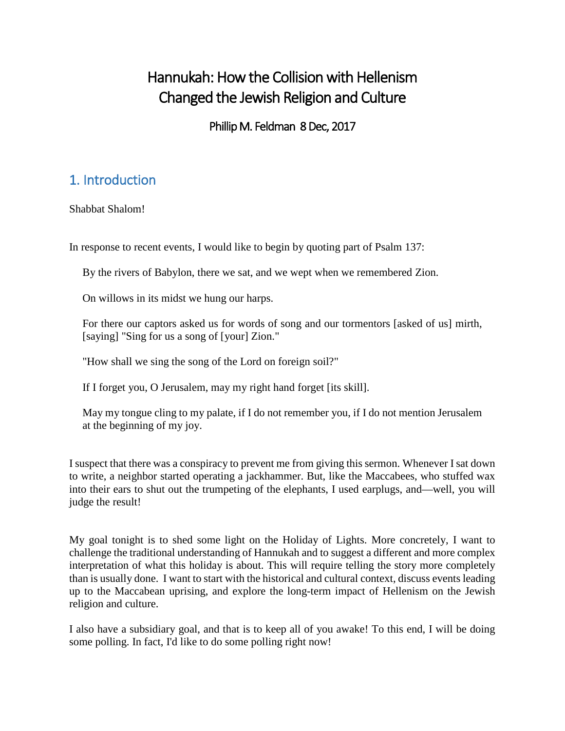# Hannukah: How the Collision with Hellenism Changed the Jewish Religion and Culture

Phillip M. Feldman 8 Dec, 2017

## 1. Introduction

Shabbat Shalom!

In response to recent events, I would like to begin by quoting part of Psalm 137:

> By the rivers of Babylon, there we sat, and we wept when we remembered Zion.
>
> On willows in its midst we hung our harps.
>
> For there our captors asked us for words of song and our tormentors [asked of us] mirth, [saying] "Sing for us a song of [your] Zion."
>
> "How shall we sing the song of the Lord on foreign soil?"
>
> If I forget you, O Jerusalem, may my right hand forget [its skill].
>
> May my tongue cling to my palate, if I do not remember you, if I do not mention Jerusalem at the beginning of my joy.

I suspect that there was a conspiracy to prevent me from giving this sermon. Whenever I sat down to write, a neighbor started operating a jackhammer. But, like the Maccabees, who stuffed wax into their ears to shut out the trumpeting of the elephants, I used earplugs, and—well, you will judge the result!

My goal tonight is to shed some light on the Holiday of Lights. More concretely, I want to challenge the traditional understanding of Hannukah and to suggest a different and more complex interpretation of what this holiday is about. This will require telling the story more completely than is usually done. I want to start with the historical and cultural context, discuss events leading up to the Maccabean uprising, and explore the long-term impact of Hellenism on the Jewish religion and culture.

I also have a subsidiary goal, and that is to keep all of you awake! To this end, I will be doing some polling. In fact, I'd like to do some polling right now!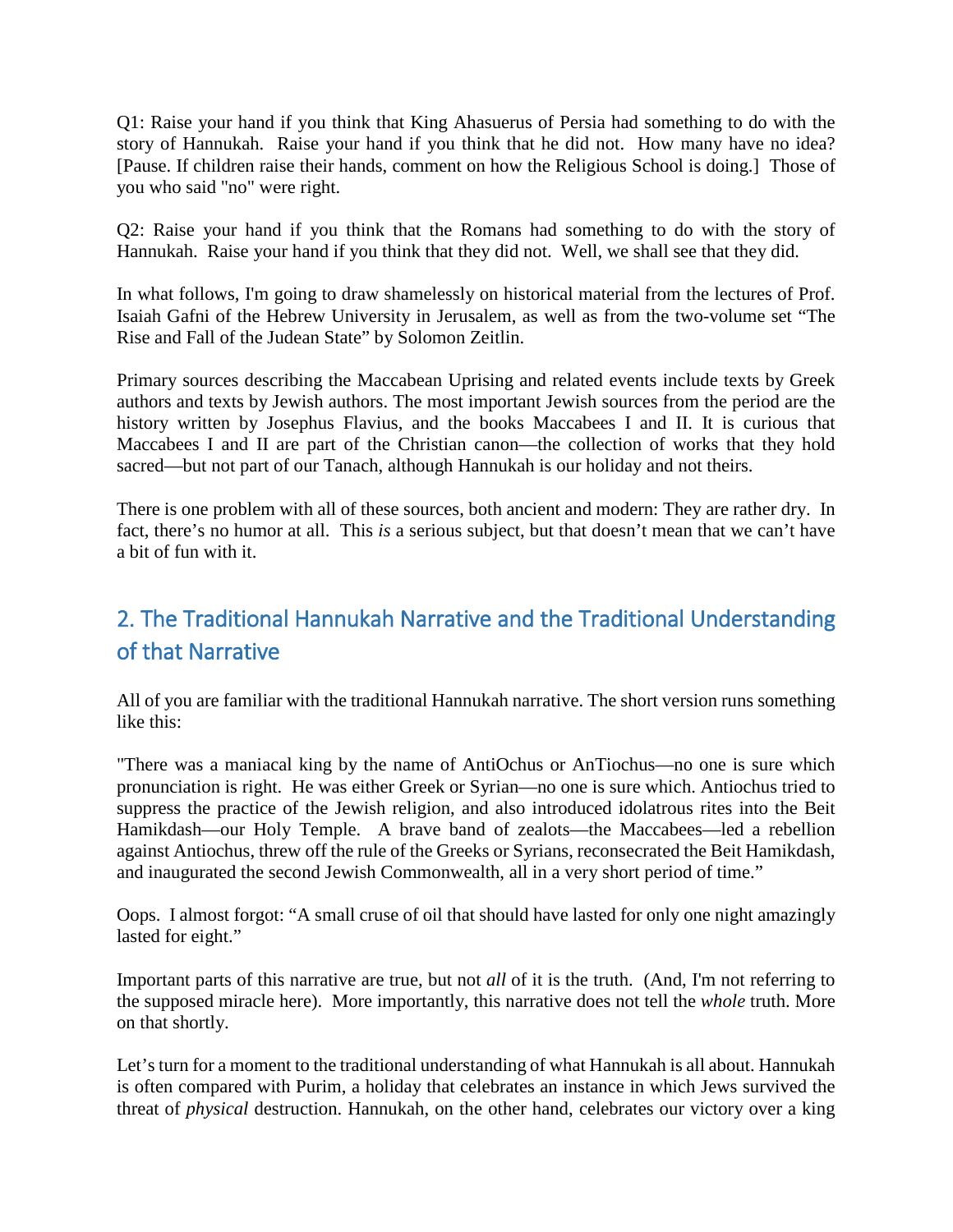Q1: Raise your hand if you think that King Ahasuerus of Persia had something to do with the story of Hannukah. Raise your hand if you think that he did not. How many have no idea? [Pause. If children raise their hands, comment on how the Religious School is doing.] Those of you who said "no" were right.

Q2: Raise your hand if you think that the Romans had something to do with the story of Hannukah. Raise your hand if you think that they did not. Well, we shall see that they did.

In what follows, I'm going to draw shamelessly on historical material from the lectures of Prof. Isaiah Gafni of the Hebrew University in Jerusalem, as well as from the two-volume set "The Rise and Fall of the Judean State" by Solomon Zeitlin.

Primary sources describing the Maccabean Uprising and related events include texts by Greek authors and texts by Jewish authors. The most important Jewish sources from the period are the history written by Josephus Flavius, and the books Maccabees I and II. It is curious that Maccabees I and II are part of the Christian canon—the collection of works that they hold sacred—but not part of our Tanach, although Hannukah is our holiday and not theirs.

There is one problem with all of these sources, both ancient and modern: They are rather dry. In fact, there's no humor at all. This *is* a serious subject, but that doesn't mean that we can't have a bit of fun with it.

## 2. The Traditional Hannukah Narrative and the Traditional Understanding of that Narrative

All of you are familiar with the traditional Hannukah narrative. The short version runs something like this:

"There was a maniacal king by the name of AntiOchus or AnTiochus—no one is sure which pronunciation is right. He was either Greek or Syrian—no one is sure which. Antiochus tried to suppress the practice of the Jewish religion, and also introduced idolatrous rites into the Beit Hamikdash—our Holy Temple. A brave band of zealots—the Maccabees—led a rebellion against Antiochus, threw off the rule of the Greeks or Syrians, reconsecrated the Beit Hamikdash, and inaugurated the second Jewish Commonwealth, all in a very short period of time."

Oops. I almost forgot: "A small cruse of oil that should have lasted for only one night amazingly lasted for eight."

Important parts of this narrative are true, but not *all* of it is the truth. (And, I'm not referring to the supposed miracle here). More importantly, this narrative does not tell the *whole* truth. More on that shortly.

Let's turn for a moment to the traditional understanding of what Hannukah is all about. Hannukah is often compared with Purim, a holiday that celebrates an instance in which Jews survived the threat of *physical* destruction. Hannukah, on the other hand, celebrates our victory over a king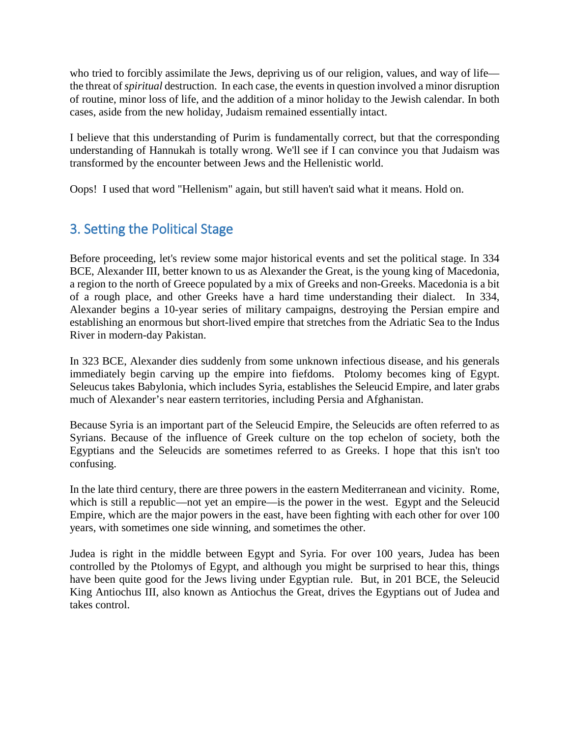who tried to forcibly assimilate the Jews, depriving us of our religion, values, and way of life—the threat of *spiritual* destruction. In each case, the events in question involved a minor disruption of routine, minor loss of life, and the addition of a minor holiday to the Jewish calendar. In both cases, aside from the new holiday, Judaism remained essentially intact.

I believe that this understanding of Purim is fundamentally correct, but that the corresponding understanding of Hannukah is totally wrong. We'll see if I can convince you that Judaism was transformed by the encounter between Jews and the Hellenistic world.

Oops! I used that word "Hellenism" again, but still haven't said what it means. Hold on.

## 3. Setting the Political Stage

Before proceeding, let's review some major historical events and set the political stage. In 334 BCE, Alexander III, better known to us as Alexander the Great, is the young king of Macedonia, a region to the north of Greece populated by a mix of Greeks and non-Greeks. Macedonia is a bit of a rough place, and other Greeks have a hard time understanding their dialect. In 334, Alexander begins a 10-year series of military campaigns, destroying the Persian empire and establishing an enormous but short-lived empire that stretches from the Adriatic Sea to the Indus River in modern-day Pakistan.

In 323 BCE, Alexander dies suddenly from some unknown infectious disease, and his generals immediately begin carving up the empire into fiefdoms. Ptolomy becomes king of Egypt. Seleucus takes Babylonia, which includes Syria, establishes the Seleucid Empire, and later grabs much of Alexander's near eastern territories, including Persia and Afghanistan.

Because Syria is an important part of the Seleucid Empire, the Seleucids are often referred to as Syrians. Because of the influence of Greek culture on the top echelon of society, both the Egyptians and the Seleucids are sometimes referred to as Greeks. I hope that this isn't too confusing.

In the late third century, there are three powers in the eastern Mediterranean and vicinity. Rome, which is still a republic—not yet an empire—is the power in the west. Egypt and the Seleucid Empire, which are the major powers in the east, have been fighting with each other for over 100 years, with sometimes one side winning, and sometimes the other.

Judea is right in the middle between Egypt and Syria. For over 100 years, Judea has been controlled by the Ptolomys of Egypt, and although you might be surprised to hear this, things have been quite good for the Jews living under Egyptian rule. But, in 201 BCE, the Seleucid King Antiochus III, also known as Antiochus the Great, drives the Egyptians out of Judea and takes control.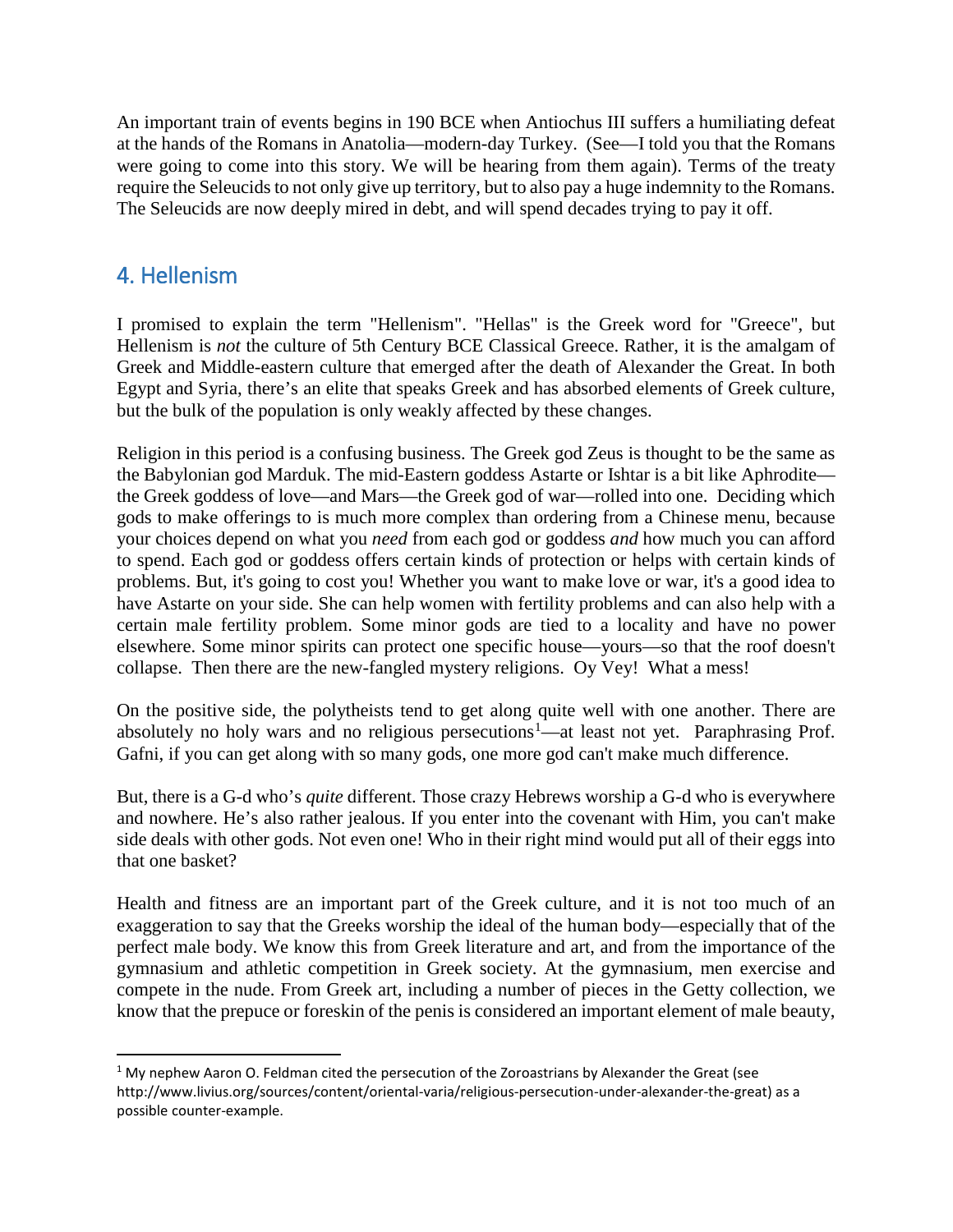An important train of events begins in 190 BCE when Antiochus III suffers a humiliating defeat at the hands of the Romans in Anatolia—modern-day Turkey. (See—I told you that the Romans were going to come into this story. We will be hearing from them again). Terms of the treaty require the Seleucids to not only give up territory, but to also pay a huge indemnity to the Romans. The Seleucids are now deeply mired in debt, and will spend decades trying to pay it off.

## 4. Hellenism

I promised to explain the term "Hellenism". "Hellas" is the Greek word for "Greece", but Hellenism is *not* the culture of 5th Century BCE Classical Greece. Rather, it is the amalgam of Greek and Middle-eastern culture that emerged after the death of Alexander the Great. In both Egypt and Syria, there's an elite that speaks Greek and has absorbed elements of Greek culture, but the bulk of the population is only weakly affected by these changes.

Religion in this period is a confusing business. The Greek god Zeus is thought to be the same as the Babylonian god Marduk. The mid-Eastern goddess Astarte or Ishtar is a bit like Aphrodite—the Greek goddess of love—and Mars—the Greek god of war—rolled into one. Deciding which gods to make offerings to is much more complex than ordering from a Chinese menu, because your choices depend on what you *need* from each god or goddess *and* how much you can afford to spend. Each god or goddess offers certain kinds of protection or helps with certain kinds of problems. But, it's going to cost you! Whether you want to make love or war, it's a good idea to have Astarte on your side. She can help women with fertility problems and can also help with a certain male fertility problem. Some minor gods are tied to a locality and have no power elsewhere. Some minor spirits can protect one specific house—yours—so that the roof doesn't collapse. Then there are the new-fangled mystery religions. Oy Vey! What a mess!

On the positive side, the polytheists tend to get along quite well with one another. There are absolutely no holy wars and no religious persecutions[1]—at least not yet. Paraphrasing Prof. Gafni, if you can get along with so many gods, one more god can't make much difference.

But, there is a G-d who's *quite* different. Those crazy Hebrews worship a G-d who is everywhere and nowhere. He's also rather jealous. If you enter into the covenant with Him, you can't make side deals with other gods. Not even one! Who in their right mind would put all of their eggs into that one basket?

Health and fitness are an important part of the Greek culture, and it is not too much of an exaggeration to say that the Greeks worship the ideal of the human body—especially that of the perfect male body. We know this from Greek literature and art, and from the importance of the gymnasium and athletic competition in Greek society. At the gymnasium, men exercise and compete in the nude. From Greek art, including a number of pieces in the Getty collection, we know that the prepuce or foreskin of the penis is considered an important element of male beauty,

---

[1] My nephew Aaron O. Feldman cited the persecution of the Zoroastrians by Alexander the Great (see http://www.livius.org/sources/content/oriental-varia/religious-persecution-under-alexander-the-great) as a possible counter-example.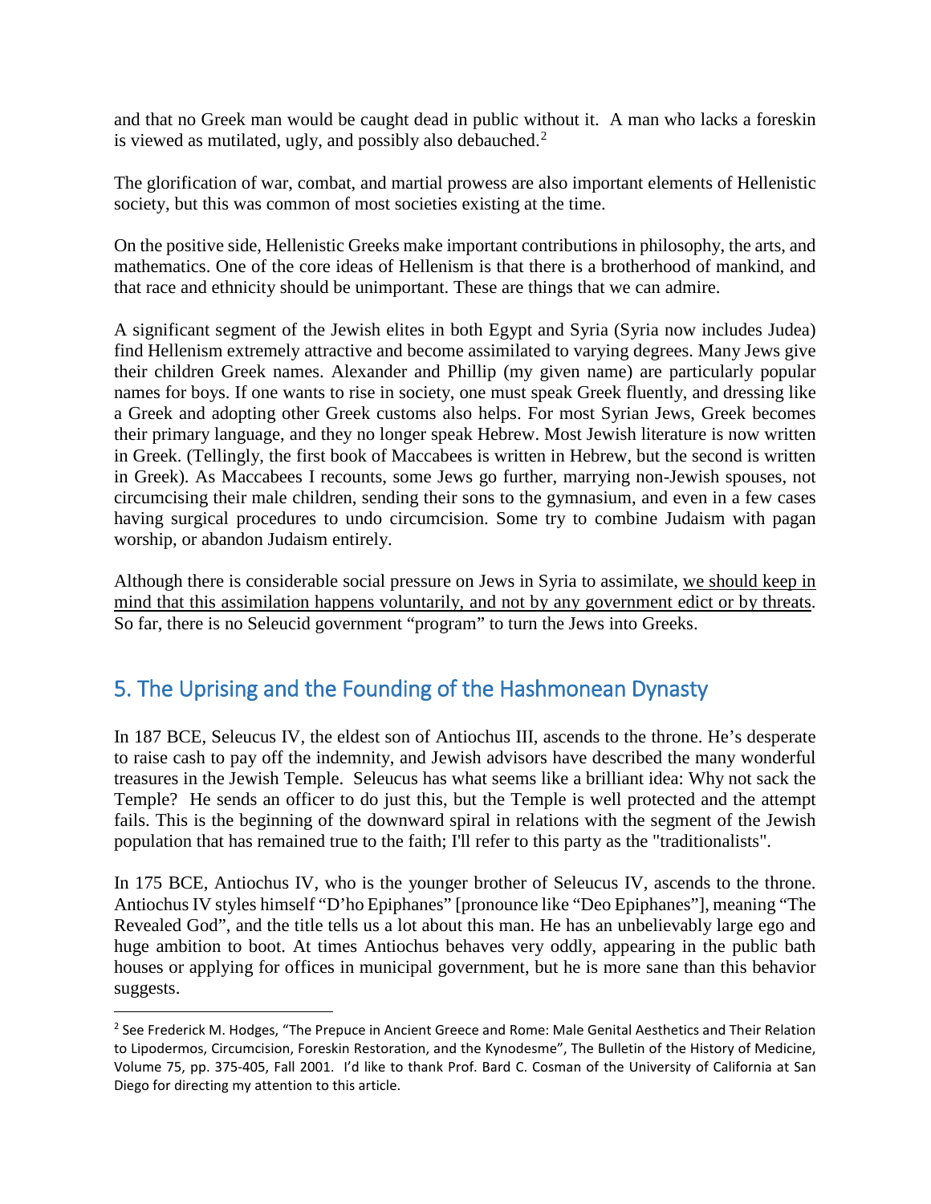and that no Greek man would be caught dead in public without it. A man who lacks a foreskin is viewed as mutilated, ugly, and possibly also debauched.[2]

The glorification of war, combat, and martial prowess are also important elements of Hellenistic society, but this was common of most societies existing at the time.

On the positive side, Hellenistic Greeks make important contributions in philosophy, the arts, and mathematics. One of the core ideas of Hellenism is that there is a brotherhood of mankind, and that race and ethnicity should be unimportant. These are things that we can admire.

A significant segment of the Jewish elites in both Egypt and Syria (Syria now includes Judea) find Hellenism extremely attractive and become assimilated to varying degrees. Many Jews give their children Greek names. Alexander and Phillip (my given name) are particularly popular names for boys. If one wants to rise in society, one must speak Greek fluently, and dressing like a Greek and adopting other Greek customs also helps. For most Syrian Jews, Greek becomes their primary language, and they no longer speak Hebrew. Most Jewish literature is now written in Greek. (Tellingly, the first book of Maccabees is written in Hebrew, but the second is written in Greek). As Maccabees I recounts, some Jews go further, marrying non-Jewish spouses, not circumcising their male children, sending their sons to the gymnasium, and even in a few cases having surgical procedures to undo circumcision. Some try to combine Judaism with pagan worship, or abandon Judaism entirely.

Although there is considerable social pressure on Jews in Syria to assimilate, <u>we should keep in mind that this assimilation happens voluntarily, and not by any government edict or by threats</u>. So far, there is no Seleucid government "program" to turn the Jews into Greeks.

## 5. The Uprising and the Founding of the Hashmonean Dynasty

In 187 BCE, Seleucus IV, the eldest son of Antiochus III, ascends to the throne. He's desperate to raise cash to pay off the indemnity, and Jewish advisors have described the many wonderful treasures in the Jewish Temple. Seleucus has what seems like a brilliant idea: Why not sack the Temple? He sends an officer to do just this, but the Temple is well protected and the attempt fails. This is the beginning of the downward spiral in relations with the segment of the Jewish population that has remained true to the faith; I'll refer to this party as the "traditionalists".

In 175 BCE, Antiochus IV, who is the younger brother of Seleucus IV, ascends to the throne. Antiochus IV styles himself "D'ho Epiphanes" [pronounce like "Deo Epiphanes"], meaning "The Revealed God", and the title tells us a lot about this man. He has an unbelievably large ego and huge ambition to boot. At times Antiochus behaves very oddly, appearing in the public bath houses or applying for offices in municipal government, but he is more sane than this behavior suggests.

---

[2] See Frederick M. Hodges, "The Prepuce in Ancient Greece and Rome: Male Genital Aesthetics and Their Relation to Lipodermos, Circumcision, Foreskin Restoration, and the Kynodesme", The Bulletin of the History of Medicine, Volume 75, pp. 375-405, Fall 2001. I'd like to thank Prof. Bard C. Cosman of the University of California at San Diego for directing my attention to this article.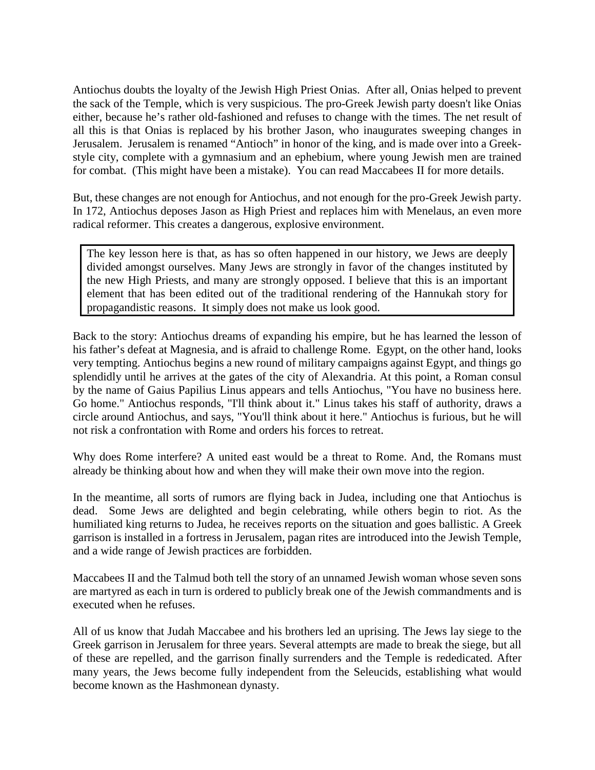Antiochus doubts the loyalty of the Jewish High Priest Onias. After all, Onias helped to prevent the sack of the Temple, which is very suspicious. The pro-Greek Jewish party doesn't like Onias either, because he's rather old-fashioned and refuses to change with the times. The net result of all this is that Onias is replaced by his brother Jason, who inaugurates sweeping changes in Jerusalem. Jerusalem is renamed "Antioch" in honor of the king, and is made over into a Greek-style city, complete with a gymnasium and an ephebium, where young Jewish men are trained for combat. (This might have been a mistake). You can read Maccabees II for more details.

But, these changes are not enough for Antiochus, and not enough for the pro-Greek Jewish party. In 172, Antiochus deposes Jason as High Priest and replaces him with Menelaus, an even more radical reformer. This creates a dangerous, explosive environment.

> The key lesson here is that, as has so often happened in our history, we Jews are deeply divided amongst ourselves. Many Jews are strongly in favor of the changes instituted by the new High Priests, and many are strongly opposed. I believe that this is an important element that has been edited out of the traditional rendering of the Hannukah story for propagandistic reasons. It simply does not make us look good.

Back to the story: Antiochus dreams of expanding his empire, but he has learned the lesson of his father's defeat at Magnesia, and is afraid to challenge Rome. Egypt, on the other hand, looks very tempting. Antiochus begins a new round of military campaigns against Egypt, and things go splendidly until he arrives at the gates of the city of Alexandria. At this point, a Roman consul by the name of Gaius Papilius Linus appears and tells Antiochus, "You have no business here. Go home." Antiochus responds, "I'll think about it." Linus takes his staff of authority, draws a circle around Antiochus, and says, "You'll think about it here." Antiochus is furious, but he will not risk a confrontation with Rome and orders his forces to retreat.

Why does Rome interfere? A united east would be a threat to Rome. And, the Romans must already be thinking about how and when they will make their own move into the region.

In the meantime, all sorts of rumors are flying back in Judea, including one that Antiochus is dead. Some Jews are delighted and begin celebrating, while others begin to riot. As the humiliated king returns to Judea, he receives reports on the situation and goes ballistic. A Greek garrison is installed in a fortress in Jerusalem, pagan rites are introduced into the Jewish Temple, and a wide range of Jewish practices are forbidden.

Maccabees II and the Talmud both tell the story of an unnamed Jewish woman whose seven sons are martyred as each in turn is ordered to publicly break one of the Jewish commandments and is executed when he refuses.

All of us know that Judah Maccabee and his brothers led an uprising. The Jews lay siege to the Greek garrison in Jerusalem for three years. Several attempts are made to break the siege, but all of these are repelled, and the garrison finally surrenders and the Temple is rededicated. After many years, the Jews become fully independent from the Seleucids, establishing what would become known as the Hashmonean dynasty.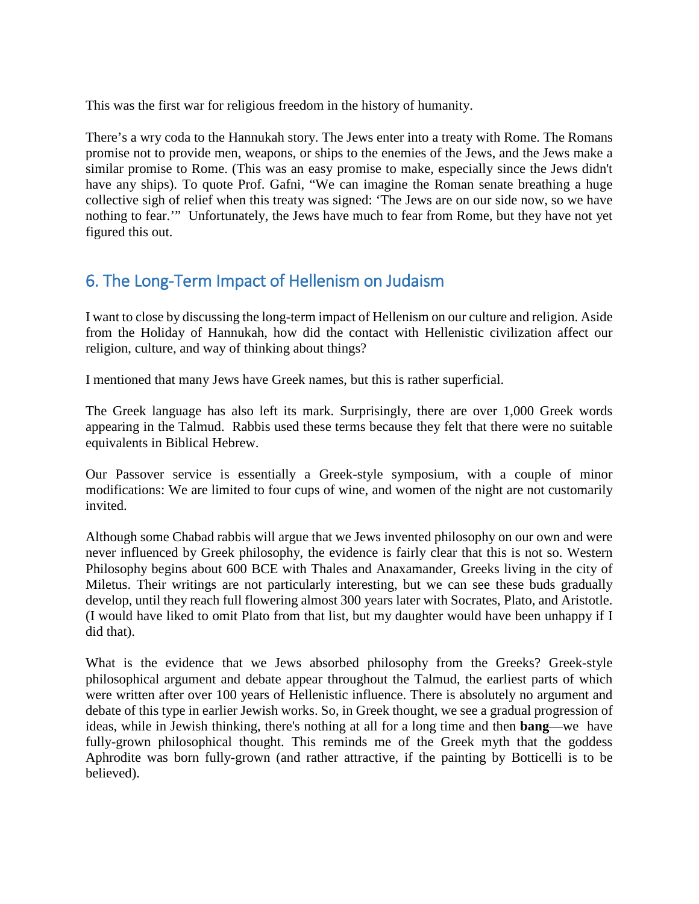This was the first war for religious freedom in the history of humanity.

There's a wry coda to the Hannukah story. The Jews enter into a treaty with Rome. The Romans promise not to provide men, weapons, or ships to the enemies of the Jews, and the Jews make a similar promise to Rome. (This was an easy promise to make, especially since the Jews didn't have any ships). To quote Prof. Gafni, "We can imagine the Roman senate breathing a huge collective sigh of relief when this treaty was signed: 'The Jews are on our side now, so we have nothing to fear.'" Unfortunately, the Jews have much to fear from Rome, but they have not yet figured this out.

## 6. The Long-Term Impact of Hellenism on Judaism

I want to close by discussing the long-term impact of Hellenism on our culture and religion. Aside from the Holiday of Hannukah, how did the contact with Hellenistic civilization affect our religion, culture, and way of thinking about things?

I mentioned that many Jews have Greek names, but this is rather superficial.

The Greek language has also left its mark. Surprisingly, there are over 1,000 Greek words appearing in the Talmud. Rabbis used these terms because they felt that there were no suitable equivalents in Biblical Hebrew.

Our Passover service is essentially a Greek-style symposium, with a couple of minor modifications: We are limited to four cups of wine, and women of the night are not customarily invited.

Although some Chabad rabbis will argue that we Jews invented philosophy on our own and were never influenced by Greek philosophy, the evidence is fairly clear that this is not so. Western Philosophy begins about 600 BCE with Thales and Anaxamander, Greeks living in the city of Miletus. Their writings are not particularly interesting, but we can see these buds gradually develop, until they reach full flowering almost 300 years later with Socrates, Plato, and Aristotle. (I would have liked to omit Plato from that list, but my daughter would have been unhappy if I did that).

What is the evidence that we Jews absorbed philosophy from the Greeks? Greek-style philosophical argument and debate appear throughout the Talmud, the earliest parts of which were written after over 100 years of Hellenistic influence. There is absolutely no argument and debate of this type in earlier Jewish works. So, in Greek thought, we see a gradual progression of ideas, while in Jewish thinking, there's nothing at all for a long time and then **bang**—we have fully-grown philosophical thought. This reminds me of the Greek myth that the goddess Aphrodite was born fully-grown (and rather attractive, if the painting by Botticelli is to be believed).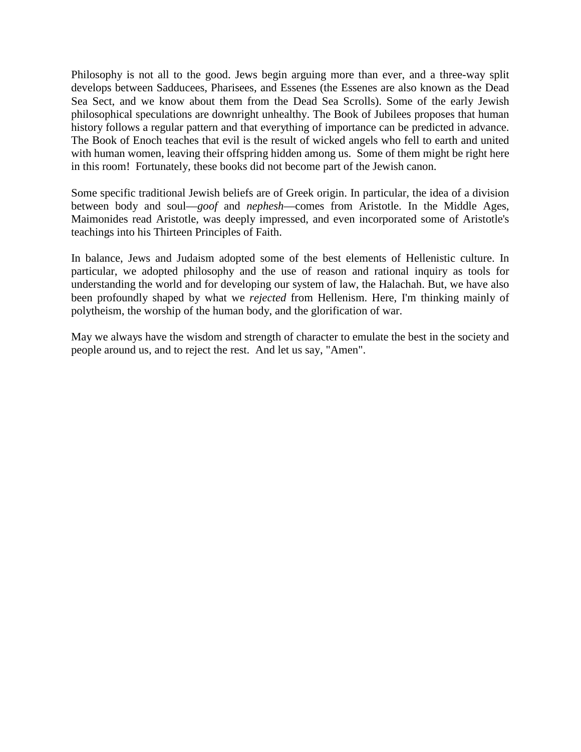Philosophy is not all to the good. Jews begin arguing more than ever, and a three-way split develops between Sadducees, Pharisees, and Essenes (the Essenes are also known as the Dead Sea Sect, and we know about them from the Dead Sea Scrolls). Some of the early Jewish philosophical speculations are downright unhealthy. The Book of Jubilees proposes that human history follows a regular pattern and that everything of importance can be predicted in advance. The Book of Enoch teaches that evil is the result of wicked angels who fell to earth and united with human women, leaving their offspring hidden among us. Some of them might be right here in this room! Fortunately, these books did not become part of the Jewish canon.

Some specific traditional Jewish beliefs are of Greek origin. In particular, the idea of a division between body and soul—*goof* and *nephesh*—comes from Aristotle. In the Middle Ages, Maimonides read Aristotle, was deeply impressed, and even incorporated some of Aristotle's teachings into his Thirteen Principles of Faith.

In balance, Jews and Judaism adopted some of the best elements of Hellenistic culture. In particular, we adopted philosophy and the use of reason and rational inquiry as tools for understanding the world and for developing our system of law, the Halachah. But, we have also been profoundly shaped by what we *rejected* from Hellenism. Here, I'm thinking mainly of polytheism, the worship of the human body, and the glorification of war.

May we always have the wisdom and strength of character to emulate the best in the society and people around us, and to reject the rest. And let us say, "Amen".